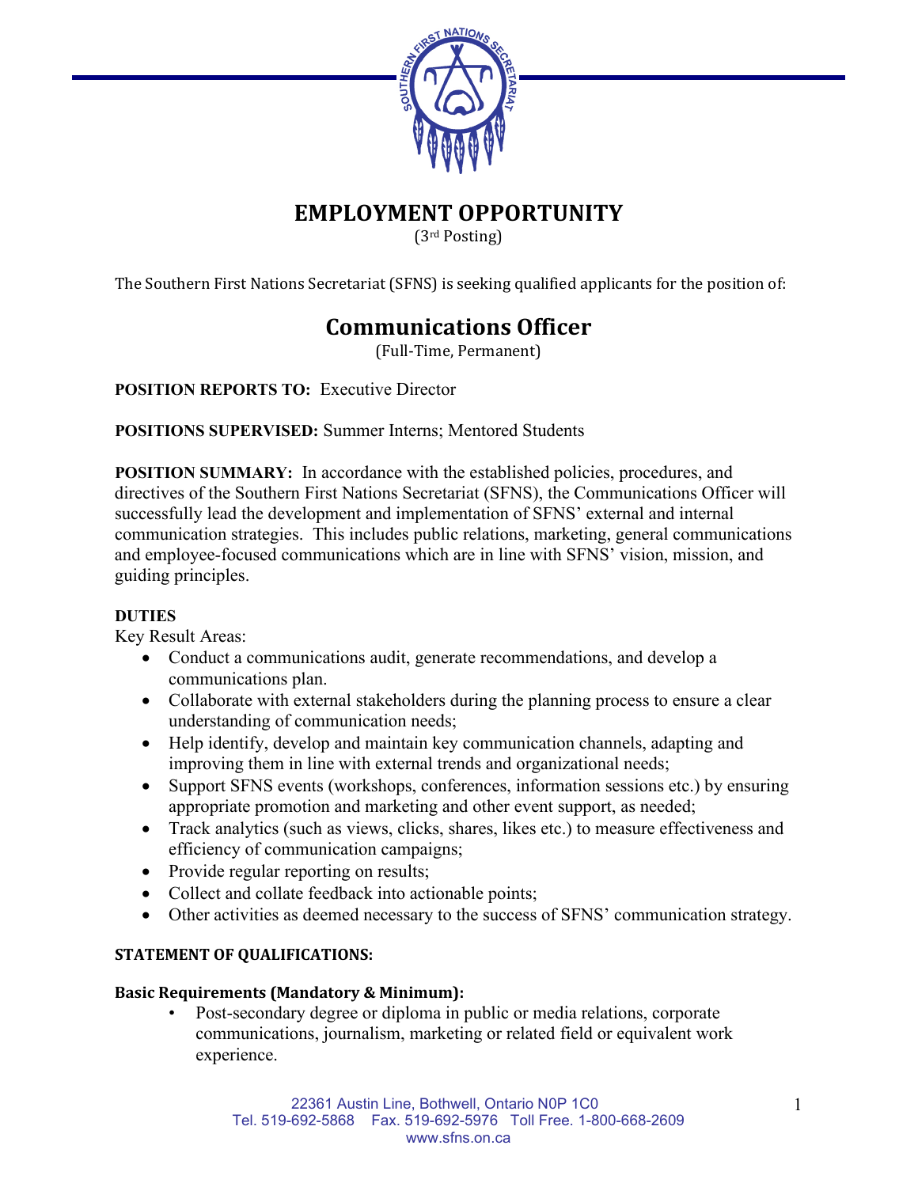# EMPLOYMENT OPPORTUNITY

(3rd Posting)

The Southern First Nations Secretariat (SFNS) is seeking qualified applicants for the position of:

## Communications Officer

(Full-Time, Permanent)

**POSITION REPORTS TO:** Executive Director

**POSITIONS SUPERVISED:** Summer Interns; Mentored Students

**POSITION SUMMARY:** In accordance with the established policies, procedures, and directives of the Southern First Nations Secretariat (SFNS), the Communications Officer will successfully lead the development and implementation of SFNS' external and internal communication strategies. This includes public relations, marketing, general communications and employee-focused communications which are in line with SFNS' vision, mission, and guiding principles.

**DUTIES**

Key Result Areas:

- Conduct a communications audit, generate recommendations, and develop a communications plan.
- Collaborate with external stakeholders during the planning process to ensure a clear understanding of communication needs;
- Help identify, develop and maintain key communication channels, adapting and improving them in line with external trends and organizational needs;
- Support SFNS events (workshops, conferences, information sessions etc.) by ensuring appropriate promotion and marketing and other event support, as needed;
- Track analytics (such as views, clicks, shares, likes etc.) to measure effectiveness and efficiency of communication campaigns;
- Provide regular reporting on results;
- Collect and collate feedback into actionable points;
- Other activities as deemed necessary to the success of SFNS' communication strategy.

**STATEMENT OF QUALIFICATIONS:**

**Basic Requirements (Mandatory & Minimum):**

- Post-secondary degree or diploma in public or media relations, corporate communications, journalism, marketing or related field or equivalent work experience.

22361 Austin Line, Bothwell, Ontario N0P 1C0
Tel. 519-692-5868 Fax. 519-692-5976 Toll Free. 1-800-668-2609
www.sfns.on.ca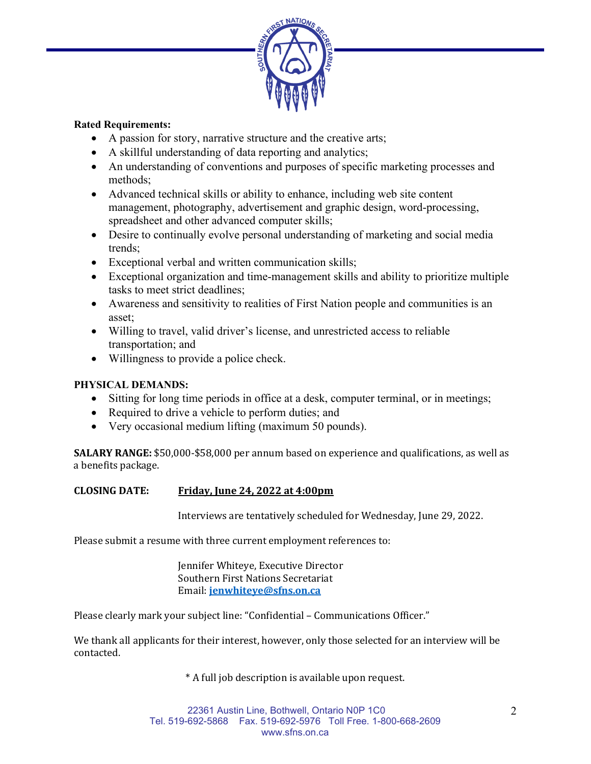**Rated Requirements:**

- A passion for story, narrative structure and the creative arts;
- A skillful understanding of data reporting and analytics;
- An understanding of conventions and purposes of specific marketing processes and methods;
- Advanced technical skills or ability to enhance, including web site content management, photography, advertisement and graphic design, word-processing, spreadsheet and other advanced computer skills;
- Desire to continually evolve personal understanding of marketing and social media trends;
- Exceptional verbal and written communication skills;
- Exceptional organization and time-management skills and ability to prioritize multiple tasks to meet strict deadlines;
- Awareness and sensitivity to realities of First Nation people and communities is an asset;
- Willing to travel, valid driver's license, and unrestricted access to reliable transportation; and
- Willingness to provide a police check.

**PHYSICAL DEMANDS:**

- Sitting for long time periods in office at a desk, computer terminal, or in meetings;
- Required to drive a vehicle to perform duties; and
- Very occasional medium lifting (maximum 50 pounds).

**SALARY RANGE:** $50,000-$58,000 per annum based on experience and qualifications, as well as a benefits package.

**CLOSING DATE:** **Friday, June 24, 2022 at 4:00pm**

Interviews are tentatively scheduled for Wednesday, June 29, 2022.

Please submit a resume with three current employment references to:

Jennifer Whiteye, Executive Director
Southern First Nations Secretariat
Email: **jenwhiteye@sfns.on.ca**

Please clearly mark your subject line: "Confidential – Communications Officer."

We thank all applicants for their interest, however, only those selected for an interview will be contacted.

* A full job description is available upon request.

22361 Austin Line, Bothwell, Ontario N0P 1C0
Tel. 519-692-5868 Fax. 519-692-5976 Toll Free. 1-800-668-2609
www.sfns.on.ca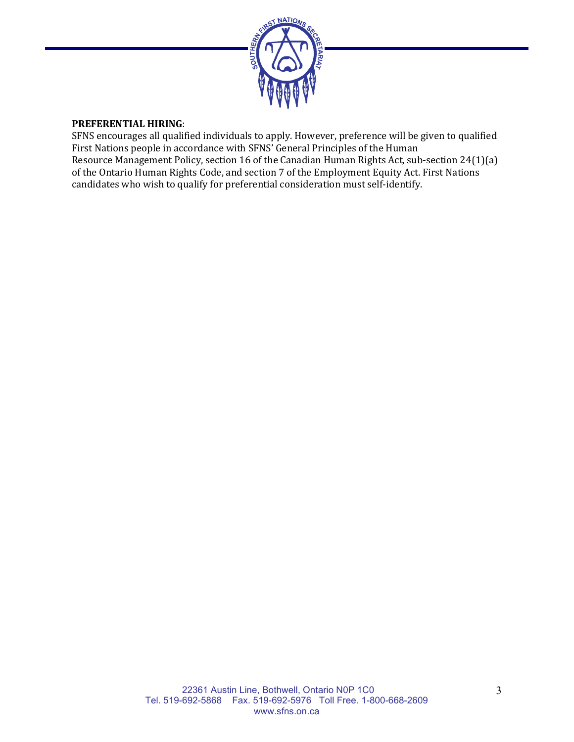**PREFERENTIAL HIRING**:
SFNS encourages all qualified individuals to apply. However, preference will be given to qualified First Nations people in accordance with SFNS' General Principles of the Human Resource Management Policy, section 16 of the Canadian Human Rights Act, sub-section 24(1)(a) of the Ontario Human Rights Code, and section 7 of the Employment Equity Act. First Nations candidates who wish to qualify for preferential consideration must self-identify.